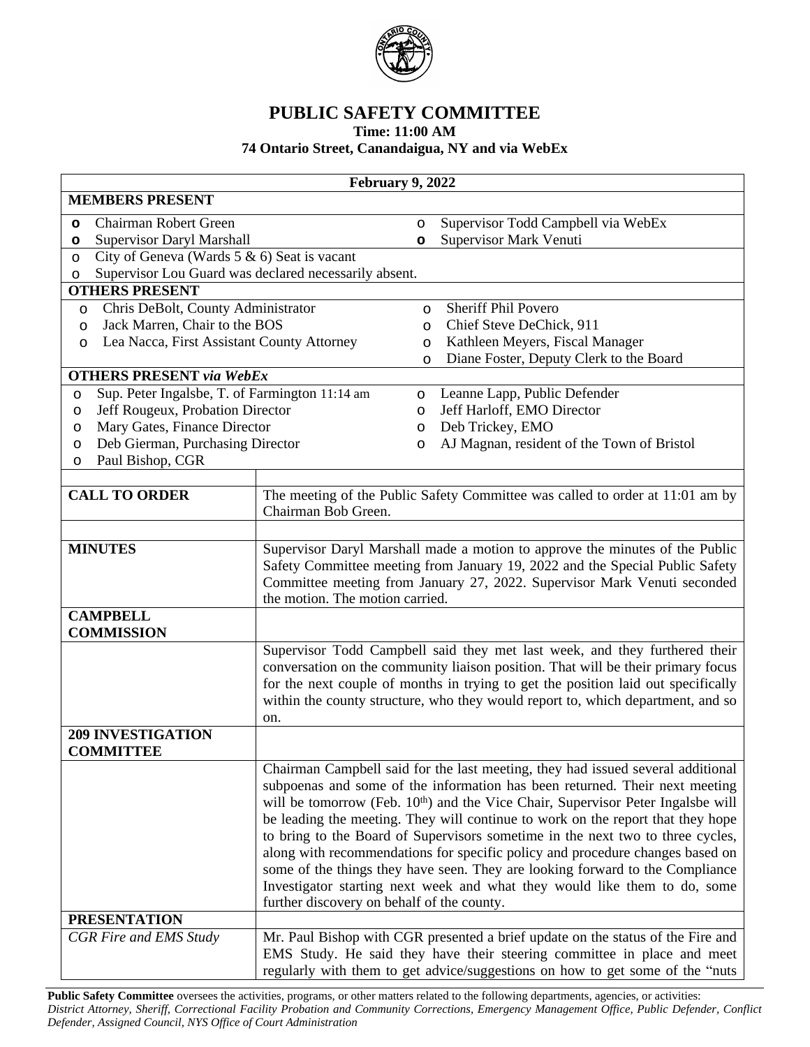# PUBLIC SAFETY COMMITTEE

**Time: 11:00 AM**

**74 Ontario Street, Canandaigua, NY and via WebEx**

**February 9, 2022**

**MEMBERS PRESENT**

- Chairman Robert Green
- Supervisor Daryl Marshall
- Supervisor Todd Campbell via WebEx
- Supervisor Mark Venuti
- City of Geneva (Wards 5 & 6) Seat is vacant
- Supervisor Lou Guard was declared necessarily absent.

**OTHERS PRESENT**

- Chris DeBolt, County Administrator
- Jack Marren, Chair to the BOS
- Lea Nacca, First Assistant County Attorney
- Sheriff Phil Povero
- Chief Steve DeChick, 911
- Kathleen Meyers, Fiscal Manager
- Diane Foster, Deputy Clerk to the Board

**OTHERS PRESENT *via WebEx***

- Sup. Peter Ingalsbe, T. of Farmington 11:14 am
- Jeff Rougeux, Probation Director
- Mary Gates, Finance Director
- Deb Gierman, Purchasing Director
- Paul Bishop, CGR
- Leanne Lapp, Public Defender
- Jeff Harloff, EMO Director
- Deb Trickey, EMO
- AJ Magnan, resident of the Town of Bristol

| | |
|---|---|
| **CALL TO ORDER** | The meeting of the Public Safety Committee was called to order at 11:01 am by Chairman Bob Green. |
| **MINUTES** | Supervisor Daryl Marshall made a motion to approve the minutes of the Public Safety Committee meeting from January 19, 2022 and the Special Public Safety Committee meeting from January 27, 2022. Supervisor Mark Venuti seconded the motion. The motion carried. |
| **CAMPBELL COMMISSION** | |
| | Supervisor Todd Campbell said they met last week, and they furthered their conversation on the community liaison position. That will be their primary focus for the next couple of months in trying to get the position laid out specifically within the county structure, who they would report to, which department, and so on. |
| **209 INVESTIGATION COMMITTEE** | |
| | Chairman Campbell said for the last meeting, they had issued several additional subpoenas and some of the information has been returned. Their next meeting will be tomorrow (Feb. 10th) and the Vice Chair, Supervisor Peter Ingalsbe will be leading the meeting. They will continue to work on the report that they hope to bring to the Board of Supervisors sometime in the next two to three cycles, along with recommendations for specific policy and procedure changes based on some of the things they have seen. They are looking forward to the Compliance Investigator starting next week and what they would like them to do, some further discovery on behalf of the county. |
| **PRESENTATION** | |
| *CGR Fire and EMS Study* | Mr. Paul Bishop with CGR presented a brief update on the status of the Fire and EMS Study. He said they have their steering committee in place and meet regularly with them to get advice/suggestions on how to get some of the "nuts |

**Public Safety Committee** oversees the activities, programs, or other matters related to the following departments, agencies, or activities: *District Attorney, Sheriff, Correctional Facility Probation and Community Corrections, Emergency Management Office, Public Defender, Conflict Defender, Assigned Council, NYS Office of Court Administration*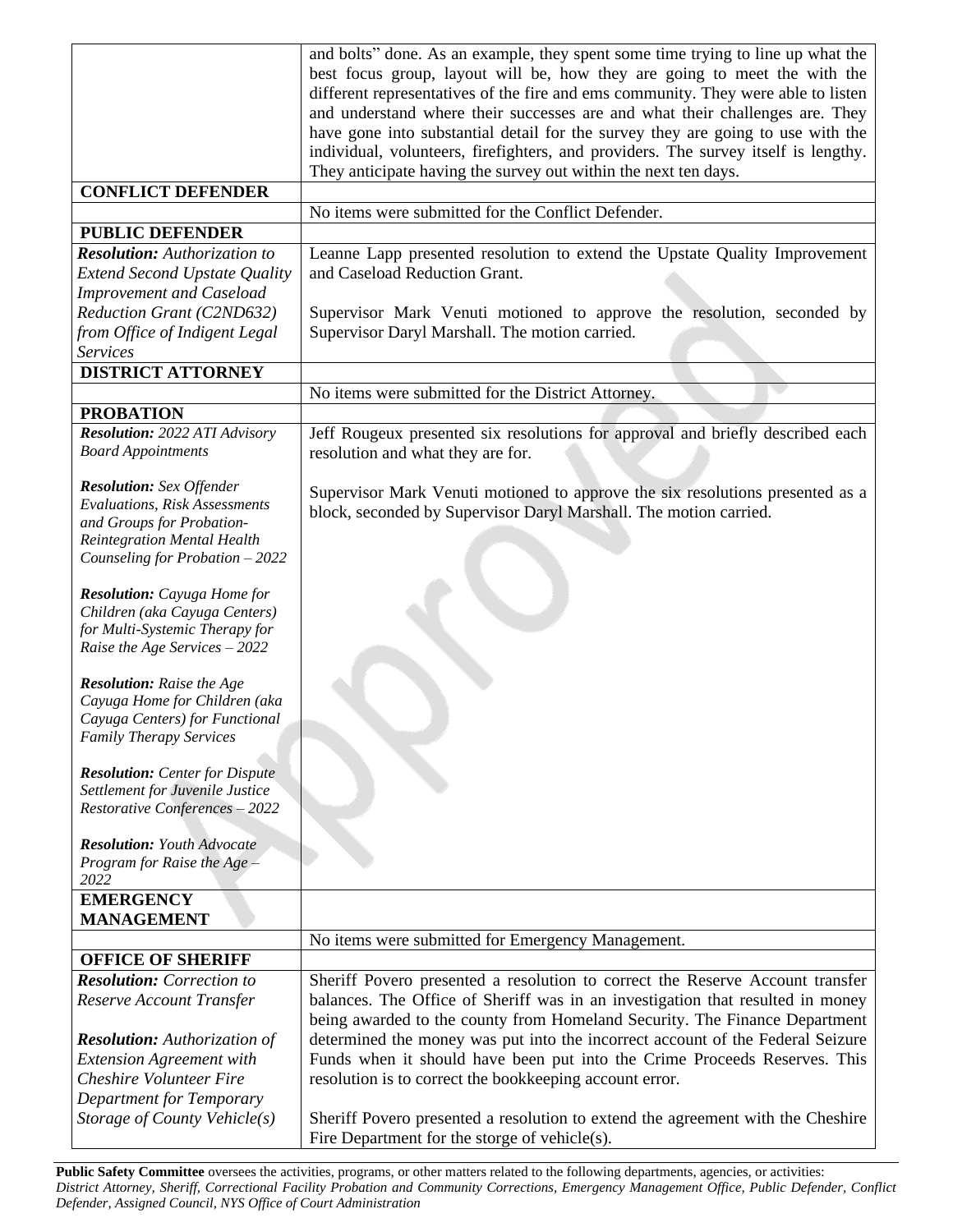| | |
|---|---|
| | and bolts" done. As an example, they spent some time trying to line up what the best focus group, layout will be, how they are going to meet the with the different representatives of the fire and ems community. They were able to listen and understand where their successes are and what their challenges are. They have gone into substantial detail for the survey they are going to use with the individual, volunteers, firefighters, and providers. The survey itself is lengthy. They anticipate having the survey out within the next ten days. |
| **CONFLICT DEFENDER** | |
| | No items were submitted for the Conflict Defender. |
| **PUBLIC DEFENDER** | |
| ***Resolution:*** *Authorization to Extend Second Upstate Quality Improvement and Caseload Reduction Grant (C2ND632) from Office of Indigent Legal Services* | Leanne Lapp presented resolution to extend the Upstate Quality Improvement and Caseload Reduction Grant.<br><br>Supervisor Mark Venuti motioned to approve the resolution, seconded by Supervisor Daryl Marshall. The motion carried. |
| **DISTRICT ATTORNEY** | |
| | No items were submitted for the District Attorney. |
| **PROBATION** | |
| ***Resolution:*** *2022 ATI Advisory Board Appointments*<br><br>***Resolution:*** *Sex Offender Evaluations, Risk Assessments and Groups for Probation-Reintegration Mental Health Counseling for Probation – 2022*<br><br>***Resolution:*** *Cayuga Home for Children (aka Cayuga Centers) for Multi-Systemic Therapy for Raise the Age Services – 2022*<br><br>***Resolution:*** *Raise the Age Cayuga Home for Children (aka Cayuga Centers) for Functional Family Therapy Services*<br><br>***Resolution:*** *Center for Dispute Settlement for Juvenile Justice Restorative Conferences – 2022*<br><br>***Resolution:*** *Youth Advocate Program for Raise the Age – 2022* | Jeff Rougeux presented six resolutions for approval and briefly described each resolution and what they are for.<br><br>Supervisor Mark Venuti motioned to approve the six resolutions presented as a block, seconded by Supervisor Daryl Marshall. The motion carried. |
| **EMERGENCY MANAGEMENT** | |
| | No items were submitted for Emergency Management. |
| **OFFICE OF SHERIFF** | |
| ***Resolution:*** *Correction to Reserve Account Transfer*<br><br>***Resolution:*** *Authorization of Extension Agreement with Cheshire Volunteer Fire Department for Temporary Storage of County Vehicle(s)* | Sheriff Povero presented a resolution to correct the Reserve Account transfer balances. The Office of Sheriff was in an investigation that resulted in money being awarded to the county from Homeland Security. The Finance Department determined the money was put into the incorrect account of the Federal Seizure Funds when it should have been put into the Crime Proceeds Reserves. This resolution is to correct the bookkeeping account error.<br><br>Sheriff Povero presented a resolution to extend the agreement with the Cheshire Fire Department for the storge of vehicle(s). |

**Public Safety Committee** oversees the activities, programs, or other matters related to the following departments, agencies, or activities: *District Attorney, Sheriff, Correctional Facility Probation and Community Corrections, Emergency Management Office, Public Defender, Conflict Defender, Assigned Council, NYS Office of Court Administration*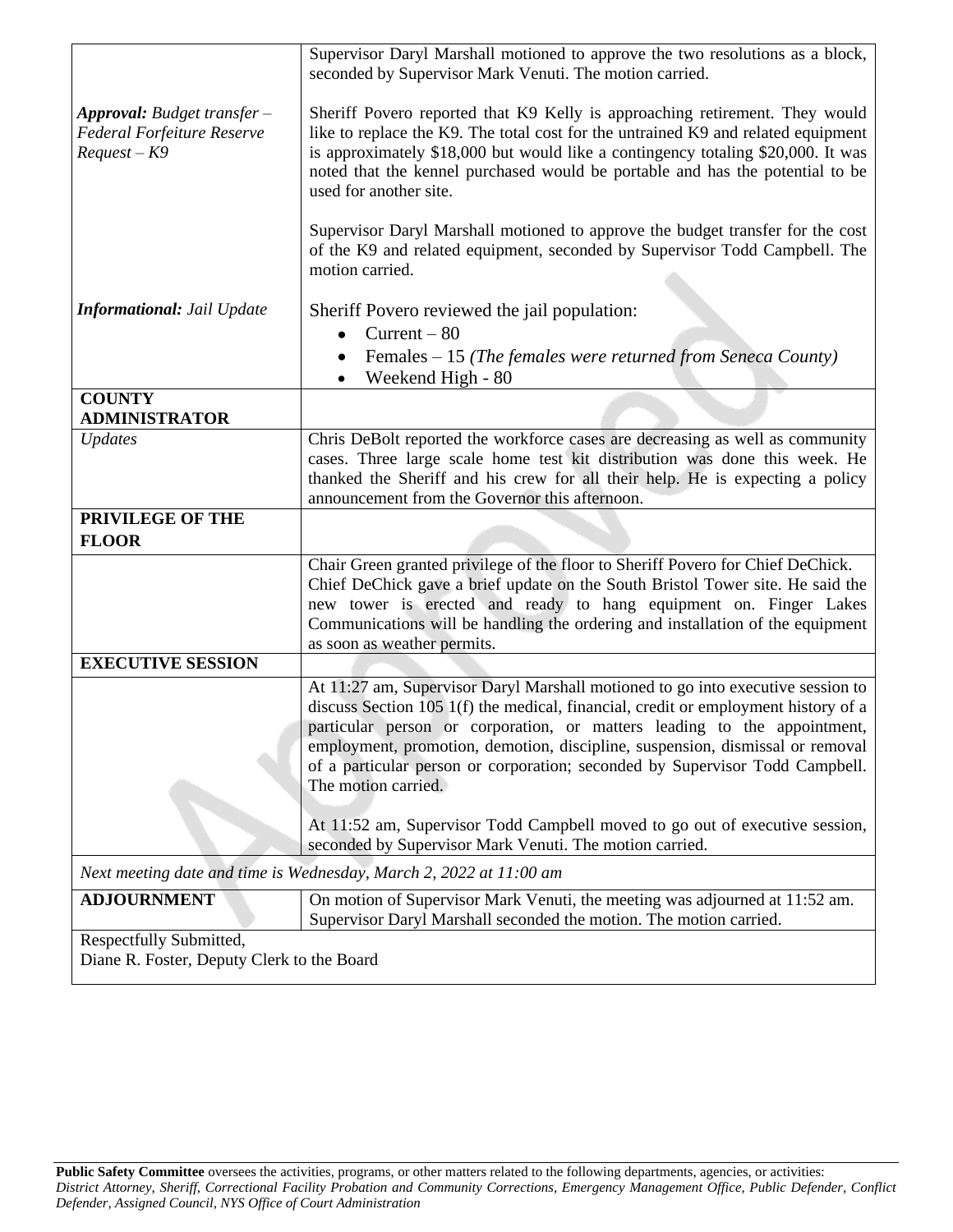| | |
|---|---|
| | Supervisor Daryl Marshall motioned to approve the two resolutions as a block, seconded by Supervisor Mark Venuti. The motion carried. |
| ***Approval:*** *Budget transfer – Federal Forfeiture Reserve Request – K9* | Sheriff Povero reported that K9 Kelly is approaching retirement. They would like to replace the K9. The total cost for the untrained K9 and related equipment is approximately $18,000 but would like a contingency totaling $20,000. It was noted that the kennel purchased would be portable and has the potential to be used for another site.<br><br>Supervisor Daryl Marshall motioned to approve the budget transfer for the cost of the K9 and related equipment, seconded by Supervisor Todd Campbell. The motion carried. |
| ***Informational:*** *Jail Update* | Sheriff Povero reviewed the jail population:<br>• Current – 80<br>• Females – 15 *(The females were returned from Seneca County)*<br>• Weekend High - 80 |
| **COUNTY ADMINISTRATOR** | |
| *Updates* | Chris DeBolt reported the workforce cases are decreasing as well as community cases. Three large scale home test kit distribution was done this week. He thanked the Sheriff and his crew for all their help. He is expecting a policy announcement from the Governor this afternoon. |
| **PRIVILEGE OF THE FLOOR** | |
| | Chair Green granted privilege of the floor to Sheriff Povero for Chief DeChick. Chief DeChick gave a brief update on the South Bristol Tower site. He said the new tower is erected and ready to hang equipment on. Finger Lakes Communications will be handling the ordering and installation of the equipment as soon as weather permits. |
| **EXECUTIVE SESSION** | |
| | At 11:27 am, Supervisor Daryl Marshall motioned to go into executive session to discuss Section 105 1(f) the medical, financial, credit or employment history of a particular person or corporation, or matters leading to the appointment, employment, promotion, demotion, discipline, suspension, dismissal or removal of a particular person or corporation; seconded by Supervisor Todd Campbell. The motion carried.<br><br>At 11:52 am, Supervisor Todd Campbell moved to go out of executive session, seconded by Supervisor Mark Venuti. The motion carried. |
| *Next meeting date and time is Wednesday, March 2, 2022 at 11:00 am* | |
| **ADJOURNMENT** | On motion of Supervisor Mark Venuti, the meeting was adjourned at 11:52 am. Supervisor Daryl Marshall seconded the motion. The motion carried. |
| Respectfully Submitted,<br>Diane R. Foster, Deputy Clerk to the Board | |

**Public Safety Committee** oversees the activities, programs, or other matters related to the following departments, agencies, or activities: *District Attorney, Sheriff, Correctional Facility Probation and Community Corrections, Emergency Management Office, Public Defender, Conflict Defender, Assigned Council, NYS Office of Court Administration*